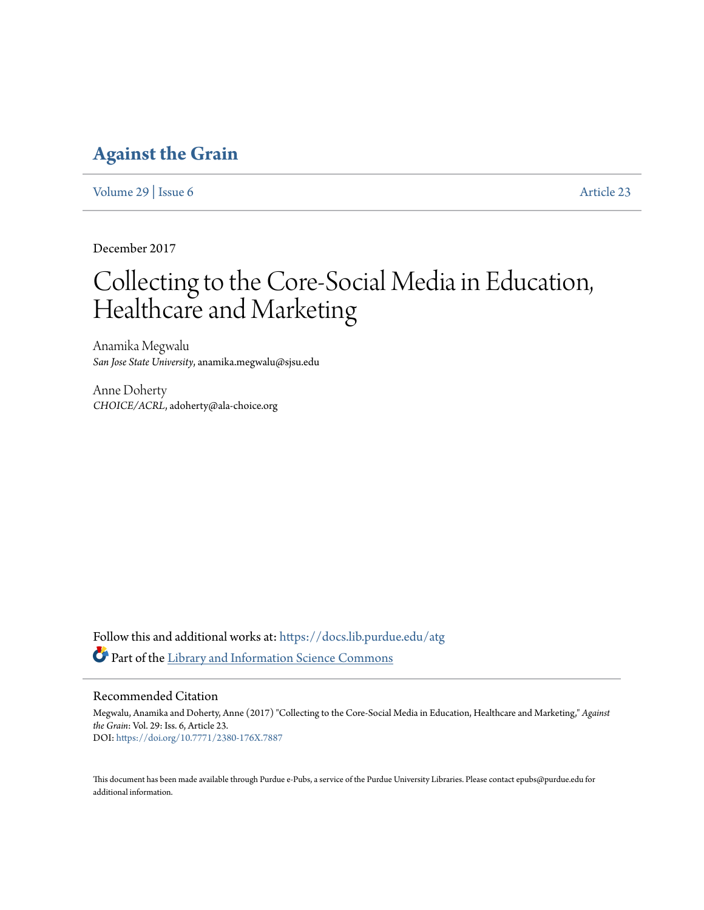# Against the Grain

Volume 29 | Issue 6 Article 23

December 2017

# Collecting to the Core-Social Media in Education, Healthcare and Marketing

Anamika Megwalu
*San Jose State University*, anamika.megwalu@sjsu.edu

Anne Doherty
*CHOICE/ACRL*, adoherty@ala-choice.org

Follow this and additional works at: https://docs.lib.purdue.edu/atg

Part of the Library and Information Science Commons

## Recommended Citation

Megwalu, Anamika and Doherty, Anne (2017) "Collecting to the Core-Social Media in Education, Healthcare and Marketing," *Against the Grain*: Vol. 29: Iss. 6, Article 23.
DOI: https://doi.org/10.7771/2380-176X.7887

This document has been made available through Purdue e-Pubs, a service of the Purdue University Libraries. Please contact epubs@purdue.edu for additional information.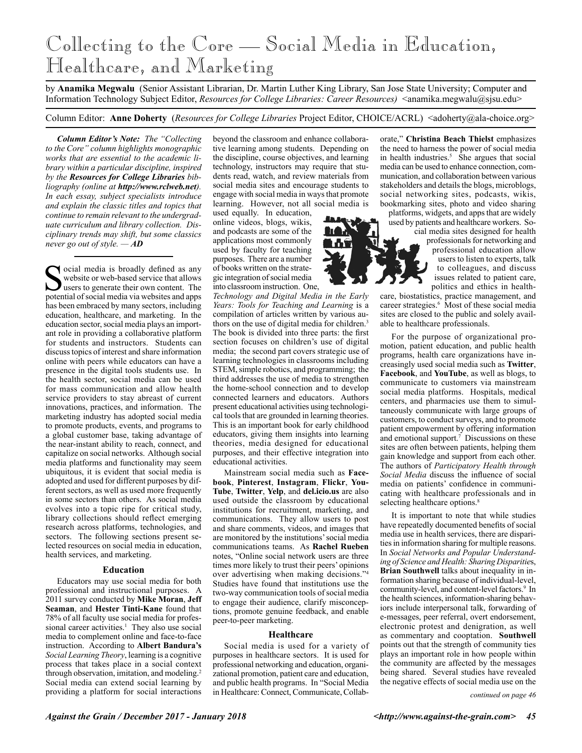# Collecting to the Core — Social Media in Education, Healthcare, and Marketing

by **Anamika Megwalu** (Senior Assistant Librarian, Dr. Martin Luther King Library, San Jose State University; Computer and Information Technology Subject Editor, *Resources for College Libraries: Career Resources*) <anamika.megwalu@sjsu.edu>

Column Editor: **Anne Doherty** (*Resources for College Libraries* Project Editor, CHOICE/ACRL) <adoherty@ala-choice.org>

***Column Editor's Note:** The "Collecting to the Core" column highlights monographic works that are essential to the academic library within a particular discipline, inspired by the **Resources for College Libraries** bibliography (online at **http://www.rclweb.net**). In each essay, subject specialists introduce and explain the classic titles and topics that continue to remain relevant to the undergraduate curriculum and library collection. Disciplinary trends may shift, but some classics never go out of style. — **AD***

Social media is broadly defined as any website or web-based service that allows users to generate their own content. The potential of social media via websites and apps has been embraced by many sectors, including education, healthcare, and marketing. In the education sector, social media plays an important role in providing a collaborative platform for students and instructors. Students can discuss topics of interest and share information online with peers while educators can have a presence in the digital tools students use. In the health sector, social media can be used for mass communication and allow health service providers to stay abreast of current innovations, practices, and information. The marketing industry has adopted social media to promote products, events, and programs to a global customer base, taking advantage of the near-instant ability to reach, connect, and capitalize on social networks. Although social media platforms and functionality may seem ubiquitous, it is evident that social media is adopted and used for different purposes by different sectors, as well as used more frequently in some sectors than others. As social media evolves into a topic ripe for critical study, library collections should reflect emerging research across platforms, technologies, and sectors. The following sections present selected resources on social media in education, health services, and marketing.

## Education

Educators may use social media for both professional and instructional purposes. A 2011 survey conducted by **Mike Moran**, **Jeff Seaman**, and **Hester Tinti-Kane** found that 78% of all faculty use social media for professional career activities.[1] They also use social media to complement online and face-to-face instruction. According to **Albert Bandura's** *Social Learning Theory*, learning is a cognitive process that takes place in a social context through observation, imitation, and modeling.[2] Social media can extend social learning by providing a platform for social interactions beyond the classroom and enhance collaborative learning among students. Depending on the discipline, course objectives, and learning technology, instructors may require that students read, watch, and review materials from social media sites and encourage students to engage with social media in ways that promote learning. However, not all social media is used equally. In education, online videos, blogs, wikis, and podcasts are some of the applications most commonly used by faculty for teaching purposes. There are a number of books written on the strategic integration of social media into classroom instruction. One, *Technology and Digital Media in the Early Years: Tools for Teaching and Learning* is a compilation of articles written by various authors on the use of digital media for children.[3] The book is divided into three parts: the first section focuses on children's use of digital media; the second part covers strategic use of learning technologies in classrooms including STEM, simple robotics, and programming; the third addresses the use of media to strengthen the home-school connection and to develop connected learners and educators. Authors present educational activities using technological tools that are grounded in learning theories. This is an important book for early childhood educators, giving them insights into learning theories, media designed for educational purposes, and their effective integration into educational activities.

Mainstream social media such as **Facebook**, **Pinterest**, **Instagram**, **Flickr**, **YouTube**, **Twitter**, **Yelp**, and **del.icio.us** are also used outside the classroom by educational institutions for recruitment, marketing, and communications. They allow users to post and share comments, videos, and images that are monitored by the institutions' social media communications teams. As **Rachel Rueben** notes, "Online social network users are three times more likely to trust their peers' opinions over advertising when making decisions."[4] Studies have found that institutions use the two-way communication tools of social media to engage their audience, clarify misconceptions, promote genuine feedback, and enable peer-to-peer marketing.

## Healthcare

Social media is used for a variety of purposes in healthcare sectors. It is used for professional networking and education, organizational promotion, patient care and education, and public health programs. In "Social Media in Healthcare: Connect, Communicate, Collaborate," **Christina Beach Thielst** emphasizes the need to harness the power of social media in health industries.[5] She argues that social media can be used to enhance connection, communication, and collaboration between various stakeholders and details the blogs, microblogs, social networking sites, podcasts, wikis, bookmarking sites, photo and video sharing platforms, widgets, and apps that are widely used by patients and healthcare workers. Social media sites designed for health professionals for networking and professional education allow users to listen to experts, talk to colleagues, and discuss issues related to patient care, politics and ethics in healthcare, biostatistics, practice management, and career strategies.[6] Most of these social media sites are closed to the public and solely available to healthcare professionals.

For the purpose of organizational promotion, patient education, and public health programs, health care organizations have increasingly used social media such as **Twitter**, **Facebook**, and **YouTube**, as well as blogs, to communicate to customers via mainstream social media platforms. Hospitals, medical centers, and pharmacies use them to simultaneously communicate with large groups of customers, to conduct surveys, and to promote patient empowerment by offering information and emotional support.[7] Discussions on these sites are often between patients, helping them gain knowledge and support from each other. The authors of *Participatory Health through Social Media* discuss the influence of social media on patients' confidence in communicating with healthcare professionals and in selecting healthcare options.[8]

It is important to note that while studies have repeatedly documented benefits of social media use in health services, there are disparities in information sharing for multiple reasons. In *Social Networks and Popular Understanding of Science and Health: Sharing Disparities*, **Brian Southwell** talks about inequality in information sharing because of individual-level, community-level, and content-level factors.[9] In the health sciences, information-sharing behaviors include interpersonal talk, forwarding of e-messages, peer referral, overt endorsement, electronic protest and denigration, as well as commentary and cooptation. **Southwell** points out that the strength of community ties plays an important role in how people within the community are affected by the messages being shared. Several studies have revealed the negative effects of social media use on the

*continued on page 46*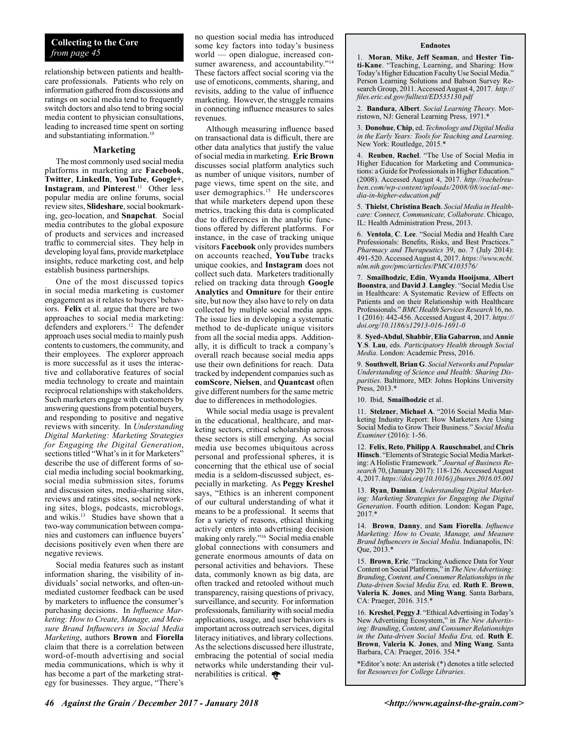**Collecting to the Core**
*from page 45*

relationship between patients and healthcare professionals. Patients who rely on information gathered from discussions and ratings on social media tend to frequently switch doctors and also tend to bring social media content to physician consultations, leading to increased time spent on sorting and substantiating information.[10]

### Marketing

The most commonly used social media platforms in marketing are **Facebook**, **Twitter**, **LinkedIn**, **YouTube**, **Google+**, **Instagram**, and **Pinterest**.[11] Other less popular media are online forums, social review sites, **Slideshare**, social bookmarking, geo-location, and **Snapchat**. Social media contributes to the global exposure of products and services and increased traffic to commercial sites. They help in developing loyal fans, provide marketplace insights, reduce marketing cost, and help establish business partnerships.

One of the most discussed topics in social media marketing is customer engagement as it relates to buyers' behaviors. **Felix** et al. argue that there are two approaches to social media marketing: defenders and explorers.[12] The defender approach uses social media to mainly push contents to customers, the community, and their employees. The explorer approach is more successful as it uses the interactive and collaborative features of social media technology to create and maintain reciprocal relationships with stakeholders. Such marketers engage with customers by answering questions from potential buyers, and responding to positive and negative reviews with sincerity. In *Understanding Digital Marketing: Marketing Strategies for Engaging the Digital Generation*, sections titled "What's in it for Marketers" describe the use of different forms of social media including social bookmarking, social media submission sites, forums and discussion sites, media-sharing sites, reviews and ratings sites, social networking sites, blogs, podcasts, microblogs, and wikis.[13] Studies have shown that a two-way communication between companies and customers can influence buyers' decisions positively even when there are negative reviews.

Social media features such as instant information sharing, the visibility of individuals' social networks, and often-unmediated customer feedback can be used by marketers to influence the consumer's purchasing decisions. In *Influence Marketing: How to Create, Manage, and Measure Brand Influencers in Social Media Marketing*, authors **Brown** and **Fiorella** claim that there is a correlation between word-of-mouth advertising and social media communications, which is why it has become a part of the marketing strategy for businesses. They argue, "There's no question social media has introduced some key factors into today's business world — open dialogue, increased consumer awareness, and accountability."[14] These factors affect social scoring via the use of emoticons, comments, sharing, and revisits, adding to the value of influence marketing. However, the struggle remains in connecting influence measures to sales revenues.

Although measuring influence based on transactional data is difficult, there are other data analytics that justify the value of social media in marketing. **Eric Brown** discusses social platform analytics such as number of unique visitors, number of page views, time spent on the site, and user demographics.[15] He underscores that while marketers depend upon these metrics, tracking this data is complicated due to differences in the analytic functions offered by different platforms. For instance, in the case of tracking unique visitors **Facebook** only provides numbers on accounts reached, **YouTube** tracks unique cookies, and **Instagram** does not collect such data. Marketers traditionally relied on tracking data through **Google Analytics** and **Omniture** for their entire site, but now they also have to rely on data collected by multiple social media apps. The issue lies in developing a systematic method to de-duplicate unique visitors from all the social media apps. Additionally, it is difficult to track a company's overall reach because social media apps use their own definitions for reach. Data tracked by independent companies such as **comScore**, **Nielsen**, and **Quantcast** often give different numbers for the same metric due to differences in methodologies.

While social media usage is prevalent in the educational, healthcare, and marketing sectors, critical scholarship across these sectors is still emerging. As social media use becomes ubiquitous across personal and professional spheres, it is concerning that the ethical use of social media is a seldom-discussed subject, especially in marketing. As **Peggy Kreshel** says, "Ethics is an inherent component of our cultural understanding of what it means to be a professional. It seems that for a variety of reasons, ethical thinking actively enters into advertising decision making only rarely."[16] Social media enable global connections with consumers and generate enormous amounts of data on personal activities and behaviors. These data, commonly known as big data, are often tracked and retooled without much transparency, raising questions of privacy, surveillance, and security. For information professionals, familiarity with social media applications, usage, and user behaviors is important across outreach services, digital literacy initiatives, and library collections. As the selections discussed here illustrate, embracing the potential of social media networks while understanding their vulnerabilities is critical.

#### Endnotes

1. **Moran**, **Mike**, **Jeff Seaman**, and **Hester Tinti-Kane**. "Teaching, Learning, and Sharing: How Today's Higher Education Faculty Use Social Media." Person Learning Solutions and Babson Survey Research Group, 2011. Accessed August 4, 2017. *http://files.eric.ed.gov/fulltext/ED535130.pdf*

2. **Bandura**, **Albert**. *Social Learning Theory*. Morristown, NJ: General Learning Press, 1971.*

3. **Donohue**, **Chip**, ed. *Technology and Digital Media in the Early Years: Tools for Teaching and Learning*. New York: Routledge, 2015.*

4. **Reuben**, **Rachel**. "The Use of Social Media in Higher Education for Marketing and Communications: a Guide for Professionals in Higher Education." (2008). Accessed August 4, 2017. *http://rachelreuben.com/wp-content/uploads/2008/08/social-media-in-higher-education.pdf*

5. **Thielst**, **Christina Beach**. *Social Media in Healthcare: Connect, Communicate, Collaborate*. Chicago, IL: Health Administration Press, 2013.

6. **Ventola**, **C**. **Lee**. "Social Media and Health Care Professionals: Benefits, Risks, and Best Practices." *Pharmacy and Therapeutics* 39, no. 7 (July 2014): 491-520. Accessed August 4, 2017. *https://www.ncbi.nlm.nih.gov/pmc/articles/PMC4103576/*

7. **Smailhodzic**, **Edin**, **Wyanda Hooijsma**, **Albert Boonstra**, and **David J**. **Langley**. "Social Media Use in Healthcare: A Systematic Review of Effects on Patients and on their Relationship with Healthcare Professionals." *BMC Health Services Research* 16, no. 1 (2016): 442-456. Accessed August 4, 2017. *https://doi.org/10.1186/s12913-016-1691-0*

8. **Syed-Abdul**, **Shabbir**, **Elia Gabarron**, and **Annie Y**.**S**. **Lau**, eds. *Participatory Health through Social Media*. London: Academic Press, 2016.

9. **Southwell**, **Brian G**. *Social Networks and Popular Understanding of Science and Health: Sharing Disparities*. Baltimore, MD: Johns Hopkins University Press, 2013.*

10. Ibid, **Smailhodzic** et al.

11. **Stelzner**, **Michael A**. "2016 Social Media Marketing Industry Report: How Marketers Are Using Social Media to Grow Their Business." *Social Media Examiner* (2016): 1-56.

12. **Felix**, **Reto**, **Philipp A**. **Rauschnabel**, and **Chris Hinsch**. "Elements of Strategic Social Media Marketing: A Holistic Framework." *Journal of Business Research* 70, (January 2017): 118-126. Accessed August 4, 2017. *https://doi.org/10.1016/j.jbusres.2016.05.001*

13. **Ryan**, **Damian**. *Understanding Digital Marketing: Marketing Strategies for Engaging the Digital Generation*. Fourth edition. London: Kogan Page, 2017.*

14. **Brown**, **Danny**, and **Sam Fiorella**. *Influence Marketing: How to Create, Manage, and Measure Brand Influencers in Social Media*. Indianapolis, IN: Que, 2013.*

15. **Brown**, **Eric**. "Tracking Audience Data for Your Content on Social Platforms," in *The New Advertising: Branding, Content, and Consumer Relationships in the Data-driven Social Media Era,* ed. **Ruth E**. **Brown**, **Valeria K**. **Jones**, and **Ming Wang**. Santa Barbara, CA: Praeger, 2016. 315.*

16. **Kreshel**, **Peggy J**. "Ethical Advertising in Today's New Advertising Ecosystem," in *The New Advertising: Branding, Content, and Consumer Relationships in the Data-driven Social Media Era,* ed. **Ruth E**. **Brown**, **Valeria K**. **Jones**, and **Ming Wang**. Santa Barbara, CA: Praeger, 2016. 354.*

*Editor's note: An asterisk (*) denotes a title selected for *Resources for College Libraries*.